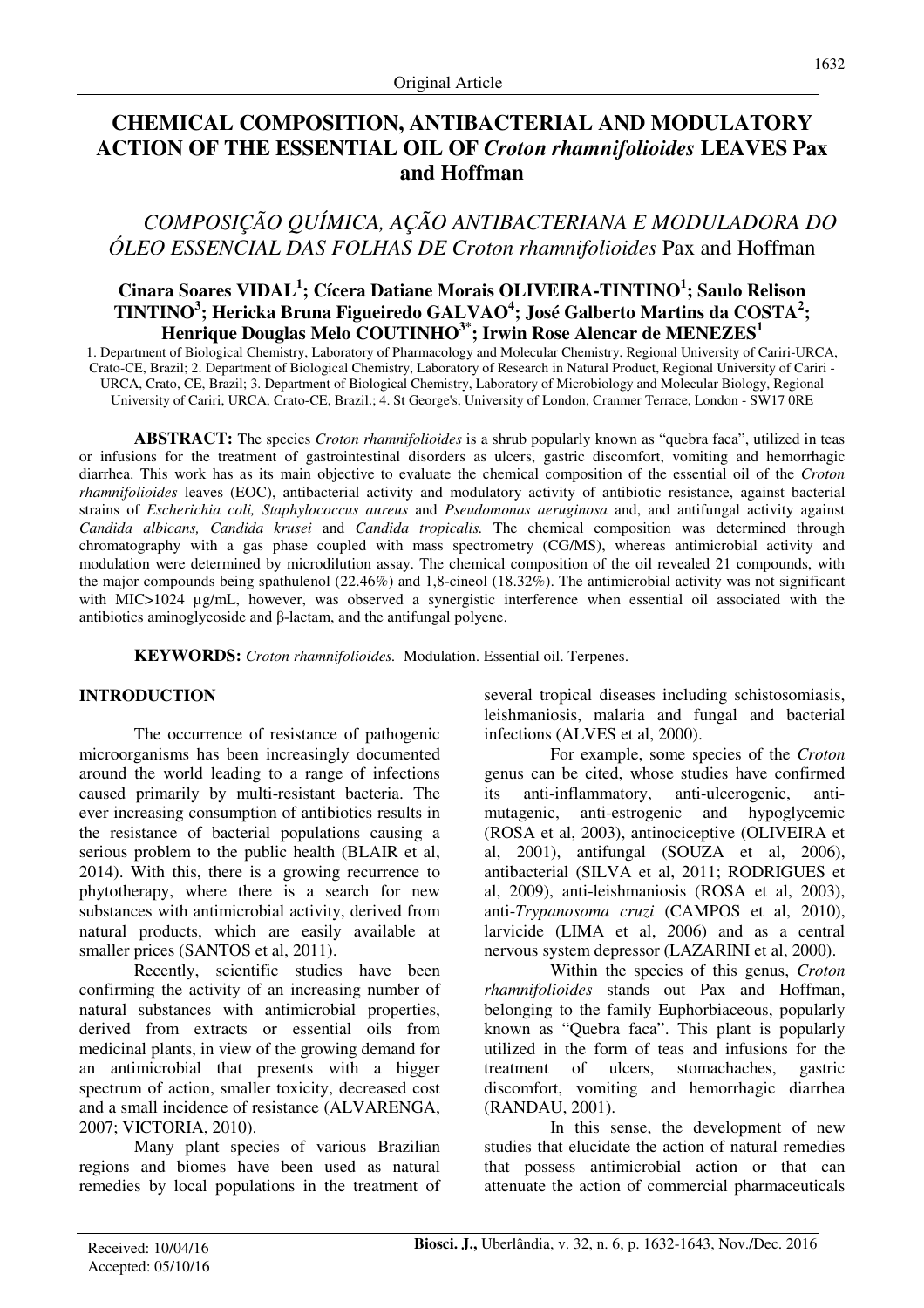Original Article

# CHEMICAL COMPOSITION, ANTIBACTERIAL AND MODULATORY ACTION OF THE ESSENTIAL OIL OF *Croton rhamnifolioides* LEAVES Pax and Hoffman

## *COMPOSIÇÃO QUÍMICA, AÇÃO ANTIBACTERIANA E MODULADORA DO ÓLEO ESSENCIAL DAS FOLHAS DE Croton rhamnifolioides* Pax and Hoffman

**Cinara Soares VIDAL[1]; Cícera Datiane Morais OLIVEIRA-TINTINO[1]; Saulo Relison TINTINO[3]; Hericka Bruna Figueiredo GALVAO[4]; José Galberto Martins da COSTA[2]; Henrique Douglas Melo COUTINHO[3*]; Irwin Rose Alencar de MENEZES[1]**

1. Department of Biological Chemistry, Laboratory of Pharmacology and Molecular Chemistry, Regional University of Cariri-URCA, Crato-CE, Brazil; 2. Department of Biological Chemistry, Laboratory of Research in Natural Product, Regional University of Cariri - URCA, Crato, CE, Brazil; 3. Department of Biological Chemistry, Laboratory of Microbiology and Molecular Biology, Regional University of Cariri, URCA, Crato-CE, Brazil.; 4. St George's, University of London, Cranmer Terrace, London - SW17 0RE

**ABSTRACT:** The species *Croton rhamnifolioides* is a shrub popularly known as "quebra faca", utilized in teas or infusions for the treatment of gastrointestinal disorders as ulcers, gastric discomfort, vomiting and hemorrhagic diarrhea. This work has as its main objective to evaluate the chemical composition of the essential oil of the *Croton rhamnifolioides* leaves (EOC), antibacterial activity and modulatory activity of antibiotic resistance, against bacterial strains of *Escherichia coli, Staphylococcus aureus* and *Pseudomonas aeruginosa* and, and antifungal activity against *Candida albicans, Candida krusei* and *Candida tropicalis.* The chemical composition was determined through chromatography with a gas phase coupled with mass spectrometry (CG/MS), whereas antimicrobial activity and modulation were determined by microdilution assay. The chemical composition of the oil revealed 21 compounds, with the major compounds being spathulenol (22.46%) and 1,8-cineol (18.32%). The antimicrobial activity was not significant with MIC>1024 µg/mL, however, was observed a synergistic interference when essential oil associated with the antibiotics aminoglycoside and β-lactam, and the antifungal polyene.

**KEYWORDS:** *Croton rhamnifolioides.* Modulation. Essential oil. Terpenes.

## INTRODUCTION

The occurrence of resistance of pathogenic microorganisms has been increasingly documented around the world leading to a range of infections caused primarily by multi-resistant bacteria. The ever increasing consumption of antibiotics results in the resistance of bacterial populations causing a serious problem to the public health (BLAIR et al, 2014). With this, there is a growing recurrence to phytotherapy, where there is a search for new substances with antimicrobial activity, derived from natural products, which are easily available at smaller prices (SANTOS et al, 2011).

Recently, scientific studies have been confirming the activity of an increasing number of natural substances with antimicrobial properties, derived from extracts or essential oils from medicinal plants, in view of the growing demand for an antimicrobial that presents with a bigger spectrum of action, smaller toxicity, decreased cost and a small incidence of resistance (ALVARENGA, 2007; VICTORIA, 2010).

Many plant species of various Brazilian regions and biomes have been used as natural remedies by local populations in the treatment of several tropical diseases including schistosomiasis, leishmaniosis, malaria and fungal and bacterial infections (ALVES et al, 2000).

For example, some species of the *Croton* genus can be cited, whose studies have confirmed its anti-inflammatory, anti-ulcerogenic, anti-mutagenic, anti-estrogenic and hypoglycemic (ROSA et al, 2003), antinociceptive (OLIVEIRA et al, 2001), antifungal (SOUZA et al, 2006), antibacterial (SILVA et al, 2011; RODRIGUES et al, 2009), anti-leishmaniosis (ROSA et al, 2003), anti-*Trypanosoma cruzi* (CAMPOS et al, 2010), larvicide (LIMA et al, 2006) and as a central nervous system depressor (LAZARINI et al, 2000).

Within the species of this genus, *Croton rhamnifolioides* stands out Pax and Hoffman, belonging to the family Euphorbiaceous, popularly known as "Quebra faca". This plant is popularly utilized in the form of teas and infusions for the treatment of ulcers, stomachaches, gastric discomfort, vomiting and hemorrhagic diarrhea (RANDAU, 2001).

In this sense, the development of new studies that elucidate the action of natural remedies that possess antimicrobial action or that can attenuate the action of commercial pharmaceuticals

Received: 10/04/16
Accepted: 05/10/16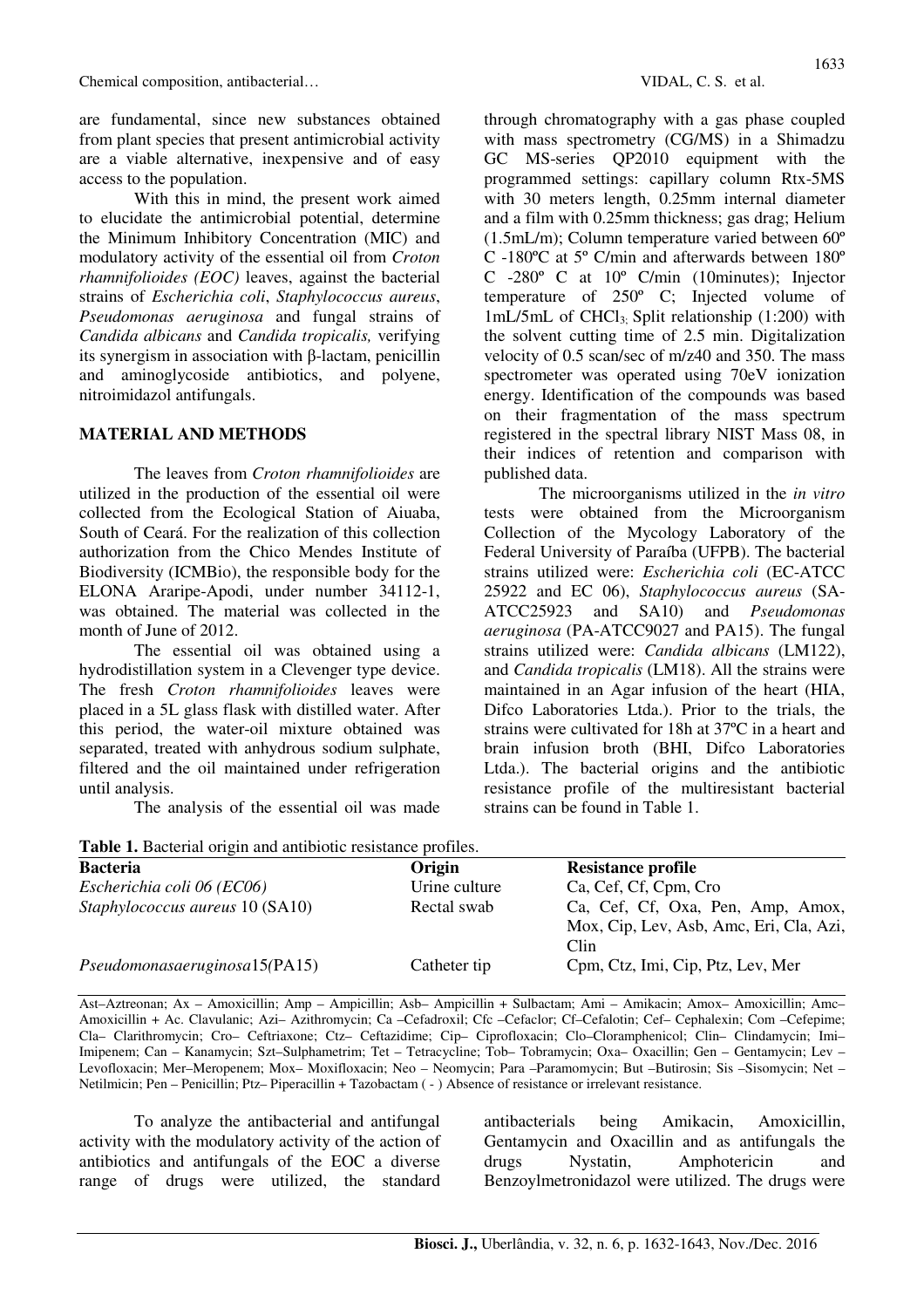are fundamental, since new substances obtained from plant species that present antimicrobial activity are a viable alternative, inexpensive and of easy access to the population.

With this in mind, the present work aimed to elucidate the antimicrobial potential, determine the Minimum Inhibitory Concentration (MIC) and modulatory activity of the essential oil from *Croton rhamnifolioides (EOC)* leaves, against the bacterial strains of *Escherichia coli*, *Staphylococcus aureus*, *Pseudomonas aeruginosa* and fungal strains of *Candida albicans* and *Candida tropicalis,* verifying its synergism in association with β-lactam, penicillin and aminoglycoside antibiotics, and polyene, nitroimidazol antifungals.

## MATERIAL AND METHODS

The leaves from *Croton rhamnifolioides* are utilized in the production of the essential oil were collected from the Ecological Station of Aiuaba, South of Ceará. For the realization of this collection authorization from the Chico Mendes Institute of Biodiversity (ICMBio), the responsible body for the ELONA Araripe-Apodi, under number 34112-1, was obtained. The material was collected in the month of June of 2012.

The essential oil was obtained using a hydrodistillation system in a Clevenger type device. The fresh *Croton rhamnifolioides* leaves were placed in a 5L glass flask with distilled water. After this period, the water-oil mixture obtained was separated, treated with anhydrous sodium sulphate, filtered and the oil maintained under refrigeration until analysis.

The analysis of the essential oil was made through chromatography with a gas phase coupled with mass spectrometry (CG/MS) in a Shimadzu GC MS-series QP2010 equipment with the programmed settings: capillary column Rtx-5MS with 30 meters length, 0.25mm internal diameter and a film with 0.25mm thickness; gas drag; Helium (1.5mL/m); Column temperature varied between 60º C -180ºC at 5º C/min and afterwards between 180º C -280º C at 10º C/min (10minutes); Injector temperature of 250º C; Injected volume of 1mL/5mL of $CHCl_3$; Split relationship (1:200) with the solvent cutting time of 2.5 min. Digitalization velocity of 0.5 scan/sec of m/z40 and 350. The mass spectrometer was operated using 70eV ionization energy. Identification of the compounds was based on their fragmentation of the mass spectrum registered in the spectral library NIST Mass 08, in their indices of retention and comparison with published data.

The microorganisms utilized in the *in vitro* tests were obtained from the Microorganism Collection of the Mycology Laboratory of the Federal University of Paraíba (UFPB). The bacterial strains utilized were: *Escherichia coli* (EC-ATCC 25922 and EC 06), *Staphylococcus aureus* (SA-ATCC25923 and SA10) and *Pseudomonas aeruginosa* (PA-ATCC9027 and PA15). The fungal strains utilized were: *Candida albicans* (LM122), and *Candida tropicalis* (LM18). All the strains were maintained in a Agar infusion of the heart (HIA, Difco Laboratories Ltda.). Prior to the trials, the strains were cultivated for 18h at 37ºC in a heart and brain infusion broth (BHI, Difco Laboratories Ltda.). The bacterial origins and the antibiotic resistance profile of the multiresistant bacterial strains can be found in Table 1.

**Table 1.** Bacterial origin and antibiotic resistance profiles.

| Bacteria | Origin | Resistance profile |
|---|---|---|
| *Escherichia coli 06 (EC06)* | Urine culture | Ca, Cef, Cf, Cpm, Cro |
| *Staphylococcus aureus* 10 (SA10) | Rectal swab | Ca, Cef, Cf, Oxa, Pen, Amp, Amox, Mox, Cip, Lev, Asb, Amc, Eri, Cla, Azi, Clin |
| *Pseudomonasaeruginosa*15*(*PA15) | Catheter tip | Cpm, Ctz, Imi, Cip, Ptz, Lev, Mer |

Ast–Aztreonan; Ax – Amoxicillin; Amp – Ampicillin; Asb– Ampicillin + Sulbactam; Ami – Amikacin; Amox– Amoxicillin; Amc– Amoxicillin + Ac. Clavulanic; Azi– Azithromycin; Ca –Cefadroxil; Cfc –Cefaclor; Cf–Cefalotin; Cef– Cephalexin; Com –Cefepime; Cla– Clarithromycin; Cro– Ceftriaxone; Ctz– Ceftazidime; Cip– Ciprofloxacin; Clo–Cloramphenicol; Clin– Clindamycin; Imi– Imipenem; Can – Kanamycin; Szt–Sulphametrim; Tet – Tetracycline; Tob– Tobramycin; Oxa– Oxacillin; Gen – Gentamycin; Lev – Levofloxacin; Mer–Meropenem; Mox– Moxifloxacin; Neo – Neomycin; Para –Paramomycin; But –Butirosin; Sis –Sisomycin; Net – Netilmicin; Pen – Penicillin; Ptz– Piperacillin + Tazobactam ( - ) Absence of resistance or irrelevant resistance.

To analyze the antibacterial and antifungal activity with the modulatory activity of the action of antibiotics and antifungals of the EOC a diverse range of drugs were utilized, the standard antibacterials being Amikacin, Amoxicillin, Gentamycin and Oxacillin and as antifungals the drugs Nystatin, Amphotericin and Benzoylmetronidazol were utilized. The drugs were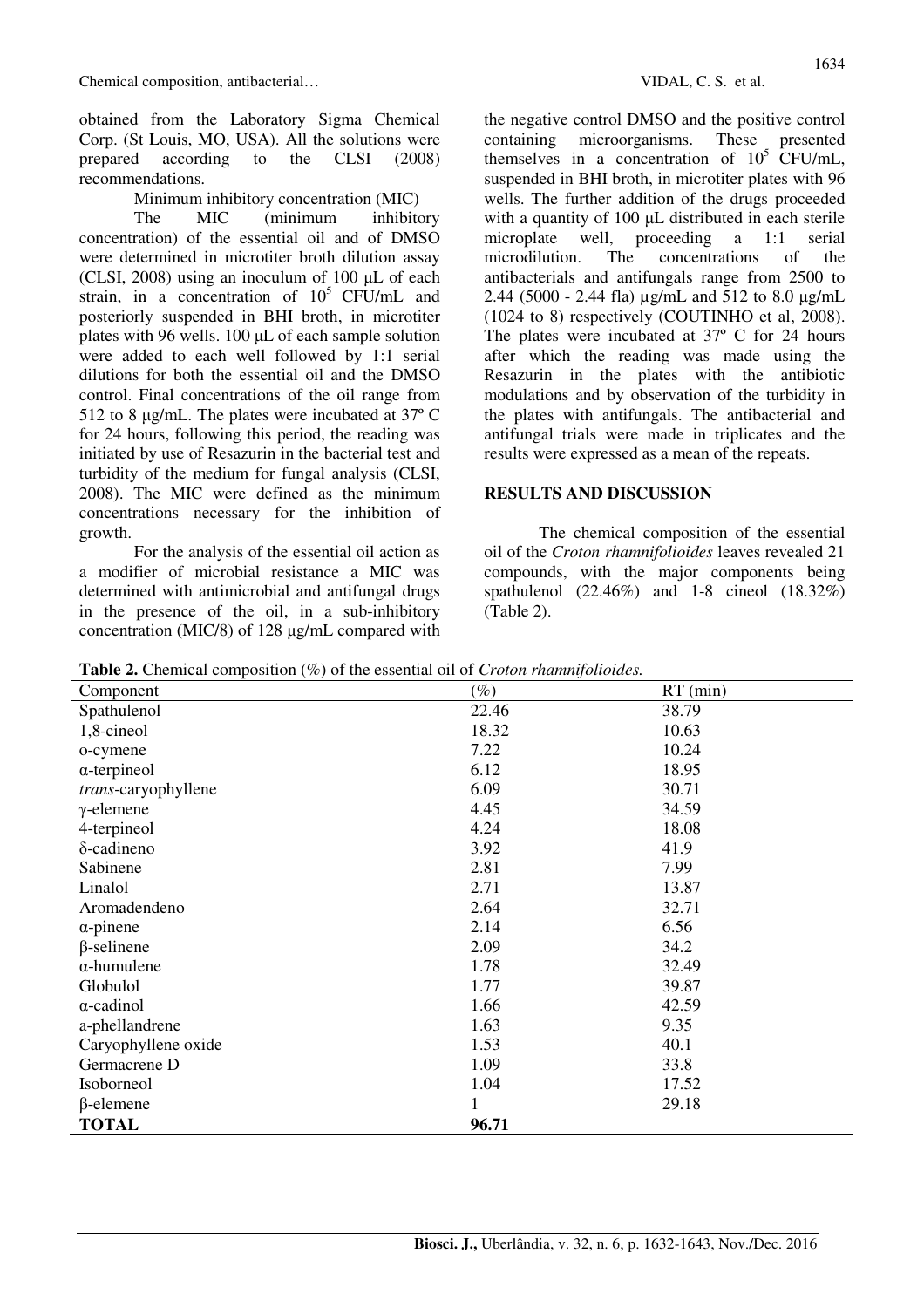obtained from the Laboratory Sigma Chemical Corp. (St Louis, MO, USA). All the solutions were prepared according to the CLSI (2008) recommendations.

Minimum inhibitory concentration (MIC)

The MIC (minimum inhibitory concentration) of the essential oil and of DMSO were determined in microtiter broth dilution assay (CLSI, 2008) using an inoculum of 100 μL of each strain, in a concentration of $10^5$ CFU/mL and posteriorly suspended in BHI broth, in microtiter plates with 96 wells. 100 μL of each sample solution were added to each well followed by 1:1 serial dilutions for both the essential oil and the DMSO control. Final concentrations of the oil range from 512 to 8 μg/mL. The plates were incubated at 37º C for 24 hours, following this period, the reading was initiated by use of Resazurin in the bacterial test and turbidity of the medium for fungal analysis (CLSI, 2008). The MIC were defined as the minimum concentrations necessary for the inhibition of growth.

For the analysis of the essential oil action as a modifier of microbial resistance a MIC was determined with antimicrobial and antifungal drugs in the presence of the oil, in a sub-inhibitory concentration (MIC/8) of 128 μg/mL compared with the negative control DMSO and the positive control containing microorganisms. These presented themselves in a concentration of $10^5$ CFU/mL, suspended in BHI broth, in microtiter plates with 96 wells. The further addition of the drugs proceeded with a quantity of 100 μL distributed in each sterile microplate well, proceeding a 1:1 serial microdilution. The concentrations of the antibacterials and antifungals range from 2500 to 2.44 (5000 - 2.44 fla) μg/mL and 512 to 8.0 μg/mL (1024 to 8) respectively (COUTINHO et al, 2008). The plates were incubated at 37º C for 24 hours after which the reading was made using the Resazurin in the plates with the antibiotic modulations and by observation of the turbidity in the plates with antifungals. The antibacterial and antifungal trials were made in triplicates and the results were expressed as a mean of the repeats.

## RESULTS AND DISCUSSION

The chemical composition of the essential oil of the *Croton rhamnifolioides* leaves revealed 21 compounds, with the major components being spathulenol (22.46%) and 1-8 cineol (18.32%) (Table 2).

**Table 2.** Chemical composition (%) of the essential oil of *Croton rhamnifolioides.*

| Component | (%) | RT (min) |
|---|---|---|
| Spathulenol | 22.46 | 38.79 |
| 1,8-cineol | 18.32 | 10.63 |
| o-cymene | 7.22 | 10.24 |
| α-terpineol | 6.12 | 18.95 |
| *trans*-caryophyllene | 6.09 | 30.71 |
| γ-elemene | 4.45 | 34.59 |
| 4-terpineol | 4.24 | 18.08 |
| δ-cadineno | 3.92 | 41.9 |
| Sabinene | 2.81 | 7.99 |
| Linalol | 2.71 | 13.87 |
| Aromadendeno | 2.64 | 32.71 |
| α-pinene | 2.14 | 6.56 |
| β-selinene | 2.09 | 34.2 |
| α-humulene | 1.78 | 32.49 |
| Globulol | 1.77 | 39.87 |
| α-cadinol | 1.66 | 42.59 |
| a-phellandrene | 1.63 | 9.35 |
| Caryophyllene oxide | 1.53 | 40.1 |
| Germacrene D | 1.09 | 33.8 |
| Isoborneol | 1.04 | 17.52 |
| β-elemene | 1 | 29.18 |
| **TOTAL** | **96.71** | |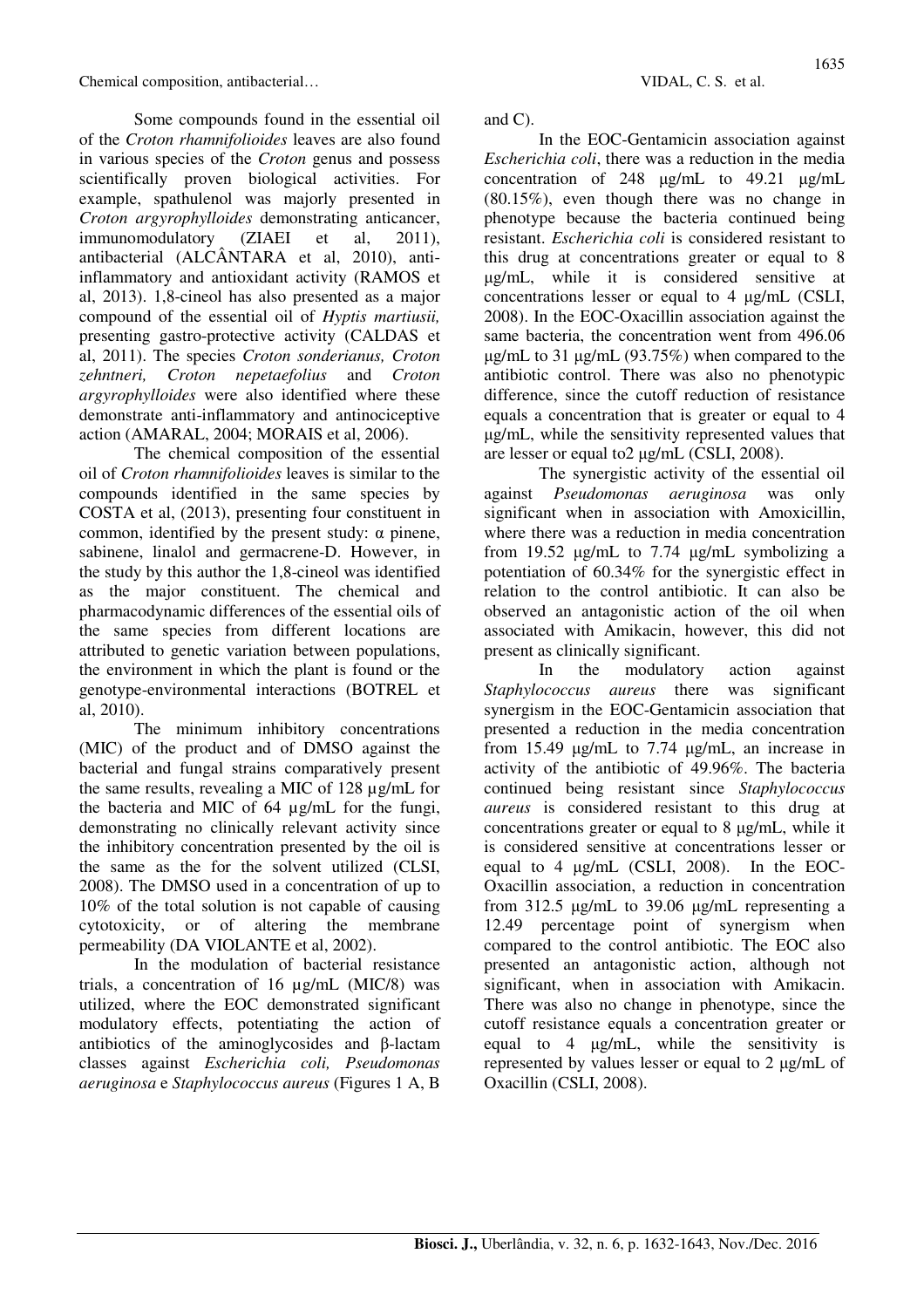Some compounds found in the essential oil of the *Croton rhamnifolioides* leaves are also found in various species of the *Croton* genus and possess scientifically proven biological activities. For example, spathulenol was majorly presented in *Croton argyrophylloides* demonstrating anticancer, immunomodulatory (ZIAEI et al, 2011), antibacterial (ALCÂNTARA et al, 2010), anti-inflammatory and antioxidant activity (RAMOS et al, 2013). 1,8-cineol has also presented as a major compound of the essential oil of *Hyptis martiusii,* presenting gastro-protective activity (CALDAS et al, 2011). The species *Croton sonderianus, Croton zehntneri, Croton nepetaefolius* and *Croton argyrophylloides* were also identified where these demonstrate anti-inflammatory and antinociceptive action (AMARAL, 2004; MORAIS et al, 2006).

The chemical composition of the essential oil of *Croton rhamnifolioides* leaves is similar to the compounds identified in the same species by COSTA et al, (2013), presenting four constituent in common, identified by the present study: α pinene, sabinene, linalol and germacrene-D. However, in the study by this author the 1,8-cineol was identified as the major constituent. The chemical and pharmacodynamic differences of the essential oils of the same species from different locations are attributed to genetic variation between populations, the environment in which the plant is found or the genotype-environmental interactions (BOTREL et al, 2010).

The minimum inhibitory concentrations (MIC) of the product and of DMSO against the bacterial and fungal strains comparatively present the same results, revealing a MIC of 128 µg/mL for the bacteria and MIC of 64 µg/mL for the fungi, demonstrating no clinically relevant activity since the inhibitory concentration presented by the oil is the same as the for the solvent utilized (CLSI, 2008). The DMSO used in a concentration of up to 10% of the total solution is not capable of causing cytotoxicity, or of altering the membrane permeability (DA VIOLANTE et al, 2002).

In the modulation of bacterial resistance trials, a concentration of 16 µg/mL (MIC/8) was utilized, where the EOC demonstrated significant modulatory effects, potentiating the action of antibiotics of the aminoglycosides and β-lactam classes against *Escherichia coli, Pseudomonas aeruginosa* e *Staphylococcus aureus* (Figures 1 A, B and C).

In the EOC-Gentamicin association against *Escherichia coli*, there was a reduction in the media concentration of 248 µg/mL to 49.21 µg/mL (80.15%), even though there was no change in phenotype because the bacteria continued being resistant. *Escherichia coli* is considered resistant to this drug at concentrations greater or equal to 8 µg/mL, while it is considered sensitive at concentrations lesser or equal to 4 µg/mL (CSLI, 2008). In the EOC-Oxacillin association against the same bacteria, the concentration went from 496.06 µg/mL to 31 µg/mL (93.75%) when compared to the antibiotic control. There was also no phenotypic difference, since the cutoff reduction of resistance equals a concentration that is greater or equal to 4 µg/mL, while the sensitivity represented values that are lesser or equal to2 µg/mL (CSLI, 2008).

The synergistic activity of the essential oil against *Pseudomonas aeruginosa* was only significant when in association with Amoxicillin, where there was a reduction in media concentration from 19.52 µg/mL to 7.74 µg/mL symbolizing a potentiation of 60.34% for the synergistic effect in relation to the control antibiotic. It can also be observed an antagonistic action of the oil when associated with Amikacin, however, this did not present as clinically significant.

In the modulatory action against *Staphylococcus aureus* there was significant synergism in the EOC-Gentamicin association that presented a reduction in the media concentration from 15.49 µg/mL to 7.74 µg/mL, an increase in activity of the antibiotic of 49.96%. The bacteria continued being resistant since *Staphylococcus aureus* is considered resistant to this drug at concentrations greater or equal to 8 µg/mL, while it is considered sensitive at concentrations lesser or equal to 4 µg/mL (CSLI, 2008). In the EOC-Oxacillin association, a reduction in concentration from 312.5 µg/mL to 39.06 µg/mL representing a 12.49 percentage point of synergism when compared to the control antibiotic. The EOC also presented an antagonistic action, although not significant, when in association with Amikacin. There was also no change in phenotype, since the cutoff resistance equals a concentration greater or equal to 4 µg/mL, while the sensitivity is represented by values lesser or equal to 2 µg/mL of Oxacillin (CSLI, 2008).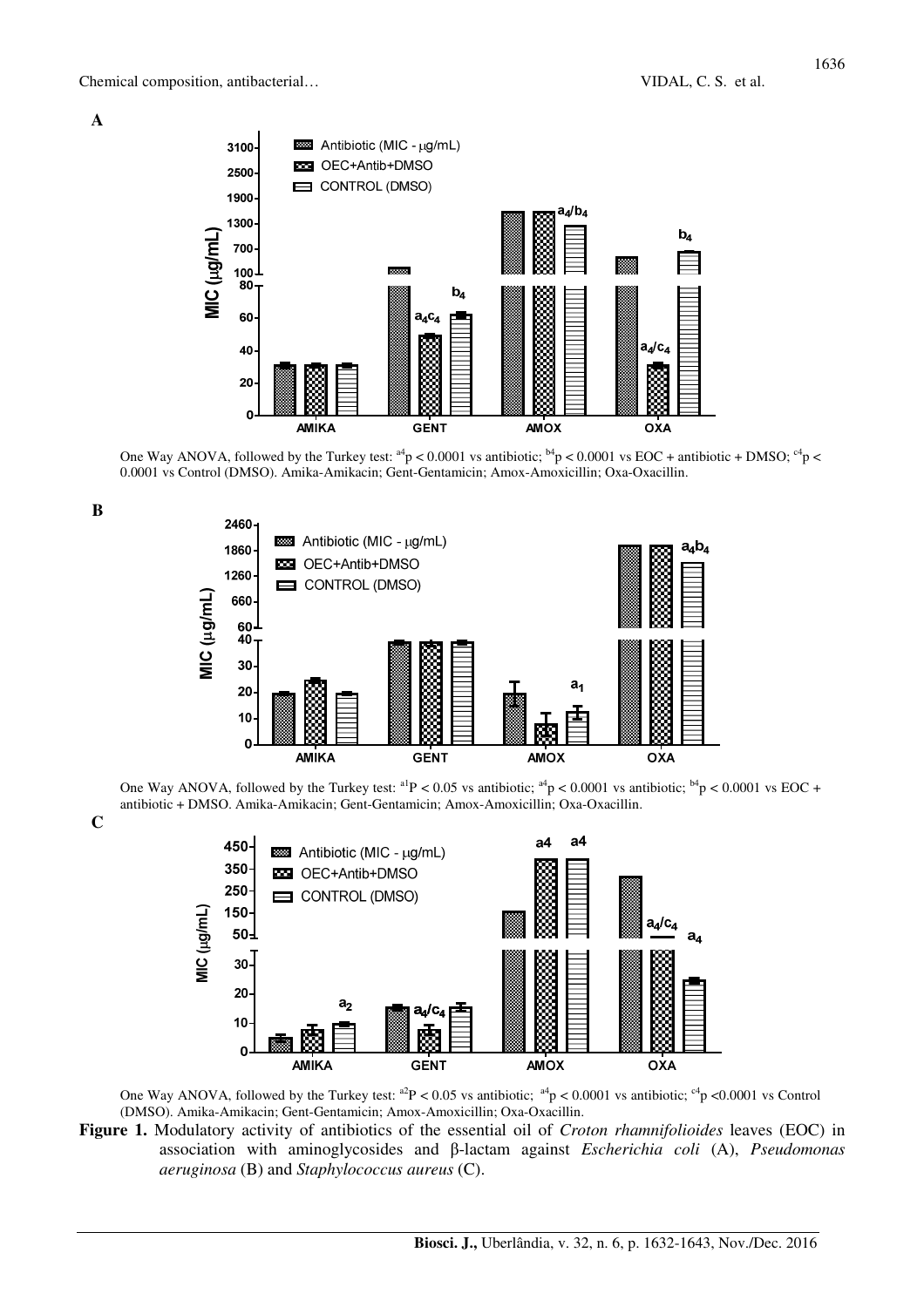**A**

One Way ANOVA, followed by the Turkey test: $^{a4}p < 0.0001$ vs antibiotic; $^{b4}p < 0.0001$ vs EOC + antibiotic + DMSO; $^{c4}p < 0.0001$ vs Control (DMSO). Amika-Amikacin; Gent-Gentamicin; Amox-Amoxicillin; Oxa-Oxacillin.

**B**

One Way ANOVA, followed by the Turkey test: $^{a1}P < 0.05$ vs antibiotic; $^{a4}p < 0.0001$ vs antibiotic; $^{b4}p < 0.0001$ vs EOC + antibiotic + DMSO. Amika-Amikacin; Gent-Gentamicin; Amox-Amoxicillin; Oxa-Oxacillin.

**C**

One Way ANOVA, followed by the Turkey test: $^{a2}P < 0.05$ vs antibiotic; $^{a4}p < 0.0001$ vs antibiotic; $^{c4}p <0.0001$ vs Control (DMSO). Amika-Amikacin; Gent-Gentamicin; Amox-Amoxicillin; Oxa-Oxacillin.

**Figure 1.** Modulatory activity of antibiotics of the essential oil of *Croton rhamnifolioides* leaves (EOC) in association with aminoglycosides and β-lactam against *Escherichia coli* (A), *Pseudomonas aeruginosa* (B) and *Staphylococcus aureus* (C).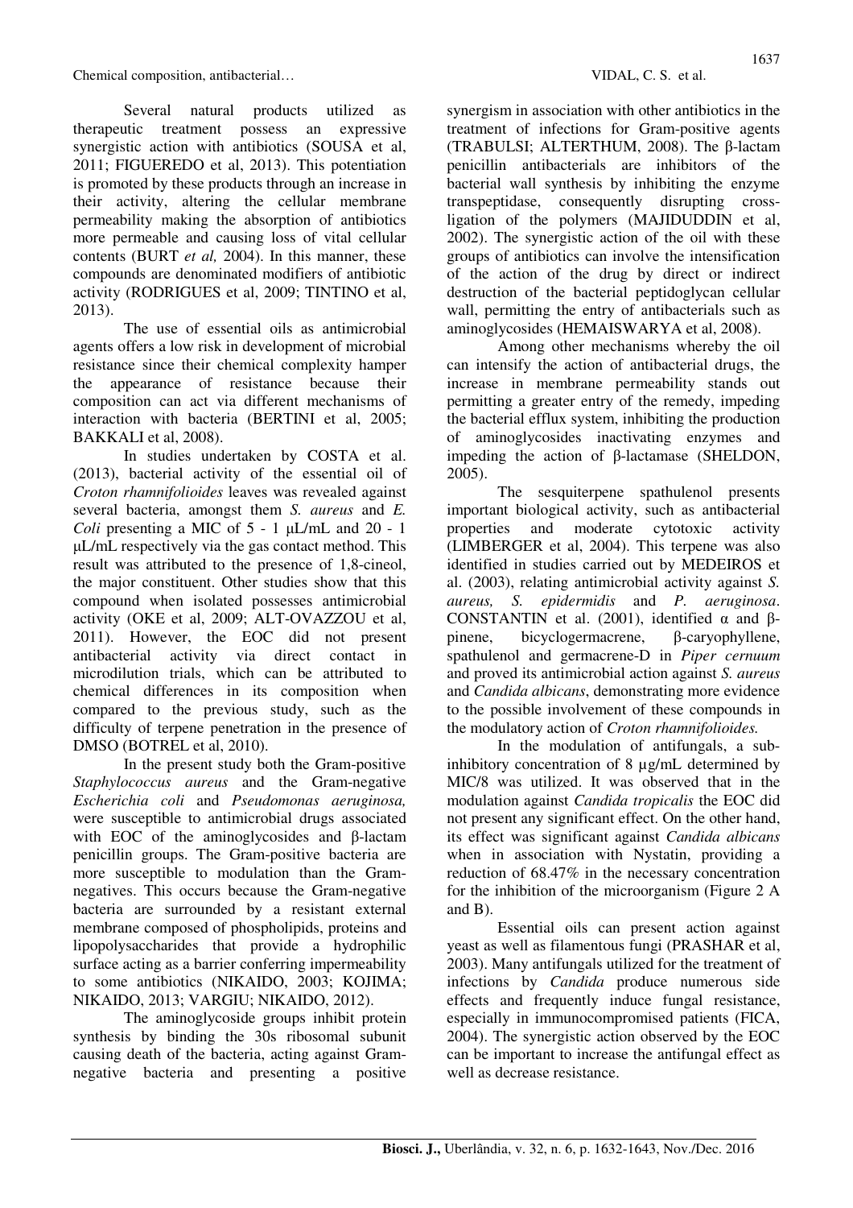Several natural products utilized as therapeutic treatment possess an expressive synergistic action with antibiotics (SOUSA et al, 2011; FIGUEREDO et al, 2013). This potentiation is promoted by these products through an increase in their activity, altering the cellular membrane permeability making the absorption of antibiotics more permeable and causing loss of vital cellular contents (BURT *et al,* 2004). In this manner, these compounds are denominated modifiers of antibiotic activity (RODRIGUES et al, 2009; TINTINO et al, 2013).

The use of essential oils as antimicrobial agents offers a low risk in development of microbial resistance since their chemical complexity hamper the appearance of resistance because their composition can act via different mechanisms of interaction with bacteria (BERTINI et al, 2005; BAKKALI et al, 2008).

In studies undertaken by COSTA et al. (2013), bacterial activity of the essential oil of *Croton rhamnifolioides* leaves was revealed against several bacteria, amongst them *S. aureus* and *E. Coli* presenting a MIC of 5 - 1 µL/mL and 20 - 1 µL/mL respectively via the gas contact method. This result was attributed to the presence of 1,8-cineol, the major constituent. Other studies show that this compound when isolated possesses antimicrobial activity (OKE et al, 2009; ALT-OVAZZOU et al, 2011). However, the EOC did not present antibacterial activity via direct contact in microdilution trials, which can be attributed to chemical differences in its composition when compared to the previous study, such as the difficulty of terpene penetration in the presence of DMSO (BOTREL et al, 2010).

In the present study both the Gram-positive *Staphylococcus aureus* and the Gram-negative *Escherichia coli* and *Pseudomonas aeruginosa,* were susceptible to antimicrobial drugs associated with EOC of the aminoglycosides and β-lactam penicillin groups. The Gram-positive bacteria are more susceptible to modulation than the Gram-negatives. This occurs because the Gram-negative bacteria are surrounded by a resistant external membrane composed of phospholipids, proteins and lipopolysaccharides that provide a hydrophilic surface acting as a barrier conferring impermeability to some antibiotics (NIKAIDO, 2003; KOJIMA; NIKAIDO, 2013; VARGIU; NIKAIDO, 2012).

The aminoglycoside groups inhibit protein synthesis by binding the 30s ribosomal subunit causing death of the bacteria, acting against Gram-negative bacteria and presenting a positive synergism in association with other antibiotics in the treatment of infections for Gram-positive agents (TRABULSI; ALTERTHUM, 2008). The β-lactam penicillin antibacterials are inhibitors of the bacterial wall synthesis by inhibiting the enzyme transpeptidase, consequently disrupting cross-ligation of the polymers (MAJIDUDDIN et al, 2002). The synergistic action of the oil with these groups of antibiotics can involve the intensification of the action of the drug by direct or indirect destruction of the bacterial peptidoglycan cellular wall, permitting the entry of antibacterials such as aminoglycosides (HEMAISWARYA et al, 2008).

Among other mechanisms whereby the oil can intensify the action of antibacterial drugs, the increase in membrane permeability stands out permitting a greater entry of the remedy, impeding the bacterial efflux system, inhibiting the production of aminoglycosides inactivating enzymes and impeding the action of β-lactamase (SHELDON, 2005).

The sesquiterpene spathulenol presents important biological activity, such as antibacterial properties and moderate cytotoxic activity (LIMBERGER et al, 2004). This terpene was also identified in studies carried out by MEDEIROS et al. (2003), relating antimicrobial activity against *S. aureus, S. epidermidis* and *P. aeruginosa*. CONSTANTIN et al. (2001), identified α and β-pinene, bicyclogermacrene, β-caryophyllene, spathulenol and germacrene-D in *Piper cernuum* and proved its antimicrobial action against *S. aureus* and *Candida albicans*, demonstrating more evidence to the possible involvement of these compounds in the modulatory action of *Croton rhamnifolioides.*

In the modulation of antifungals, a sub-inhibitory concentration of 8 µg/mL determined by MIC/8 was utilized. It was observed that in the modulation against *Candida tropicalis* the EOC did not present any significant effect. On the other hand, its effect was significant against *Candida albicans* when in association with Nystatin, providing a reduction of 68.47% in the necessary concentration for the inhibition of the microorganism (Figure 2 A and B).

Essential oils can present action against yeast as well as filamentous fungi (PRASHAR et al, 2003). Many antifungals utilized for the treatment of infections by *Candida* produce numerous side effects and frequently induce fungal resistance, especially in immunocompromised patients (FICA, 2004). The synergistic action observed by the EOC can be important to increase the antifungal effect as well as decrease resistance.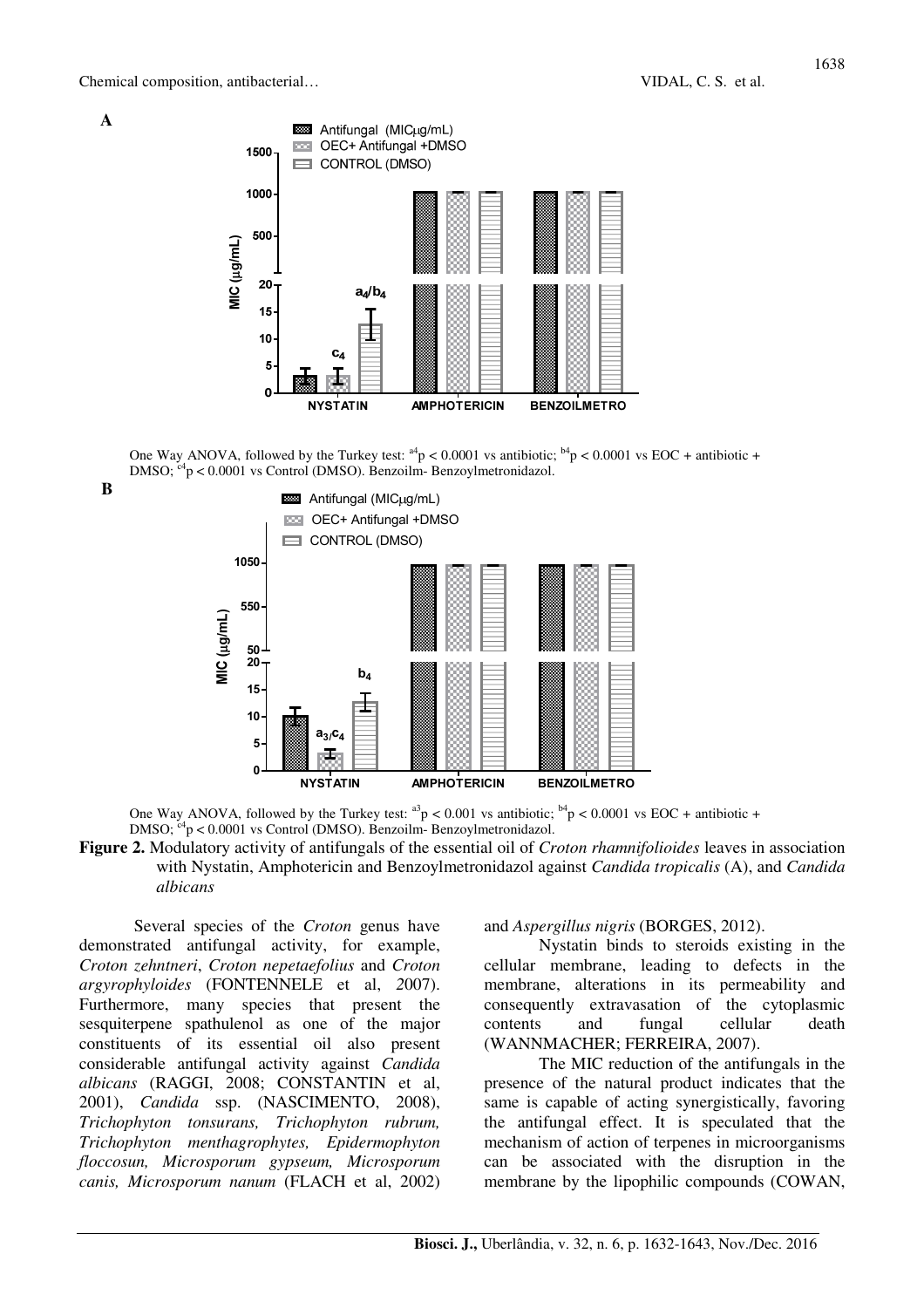**A**

One Way ANOVA, followed by the Turkey test: $^{a4}p < 0.0001$ vs antibiotic; $^{b4}p < 0.0001$ vs EOC + antibiotic + DMSO; $^{c4}p < 0.0001$ vs Control (DMSO). Benzoilm- Benzoylmetronidazol.

**B**

One Way ANOVA, followed by the Turkey test: $^{a3}p < 0.001$ vs antibiotic; $^{b4}p < 0.0001$ vs EOC + antibiotic + DMSO; $^{c4}p < 0.0001$ vs Control (DMSO). Benzoilm- Benzoylmetronidazol.

**Figure 2.** Modulatory activity of antifungals of the essential oil of *Croton rhamnifolioides* leaves in association with Nystatin, Amphotericin and Benzoylmetronidazol against *Candida tropicalis* (A), and *Candida albicans*

Several species of the *Croton* genus have demonstrated antifungal activity, for example, *Croton zehntneri*, *Croton nepetaefolius* and *Croton argyrophyloides* (FONTENNELE et al, 2007). Furthermore, many species that present the sesquiterpene spathulenol as one of the major constituents of its essential oil also present considerable antifungal activity against *Candida albicans* (RAGGI, 2008; CONSTANTIN et al, 2001), *Candida* ssp. (NASCIMENTO, 2008), *Trichophyton tonsurans, Trichophyton rubrum, Trichophyton menthagrophytes, Epidermophyton floccosun, Microsporum gypseum, Microsporum canis, Microsporum nanum* (FLACH et al, 2002) and *Aspergillus nigris* (BORGES, 2012).

Nystatin binds to steroids existing in the cellular membrane, leading to defects in the membrane, alterations in its permeability and consequently extravasation of the cytoplasmic contents and fungal cellular death (WANNMACHER; FERREIRA, 2007).

The MIC reduction of the antifungals in the presence of the natural product indicates that the same is capable of acting synergistically, favoring the antifungal effect. It is speculated that the mechanism of action of terpenes in microorganisms can be associated with the disruption in the membrane by the lipophilic compounds (COWAN,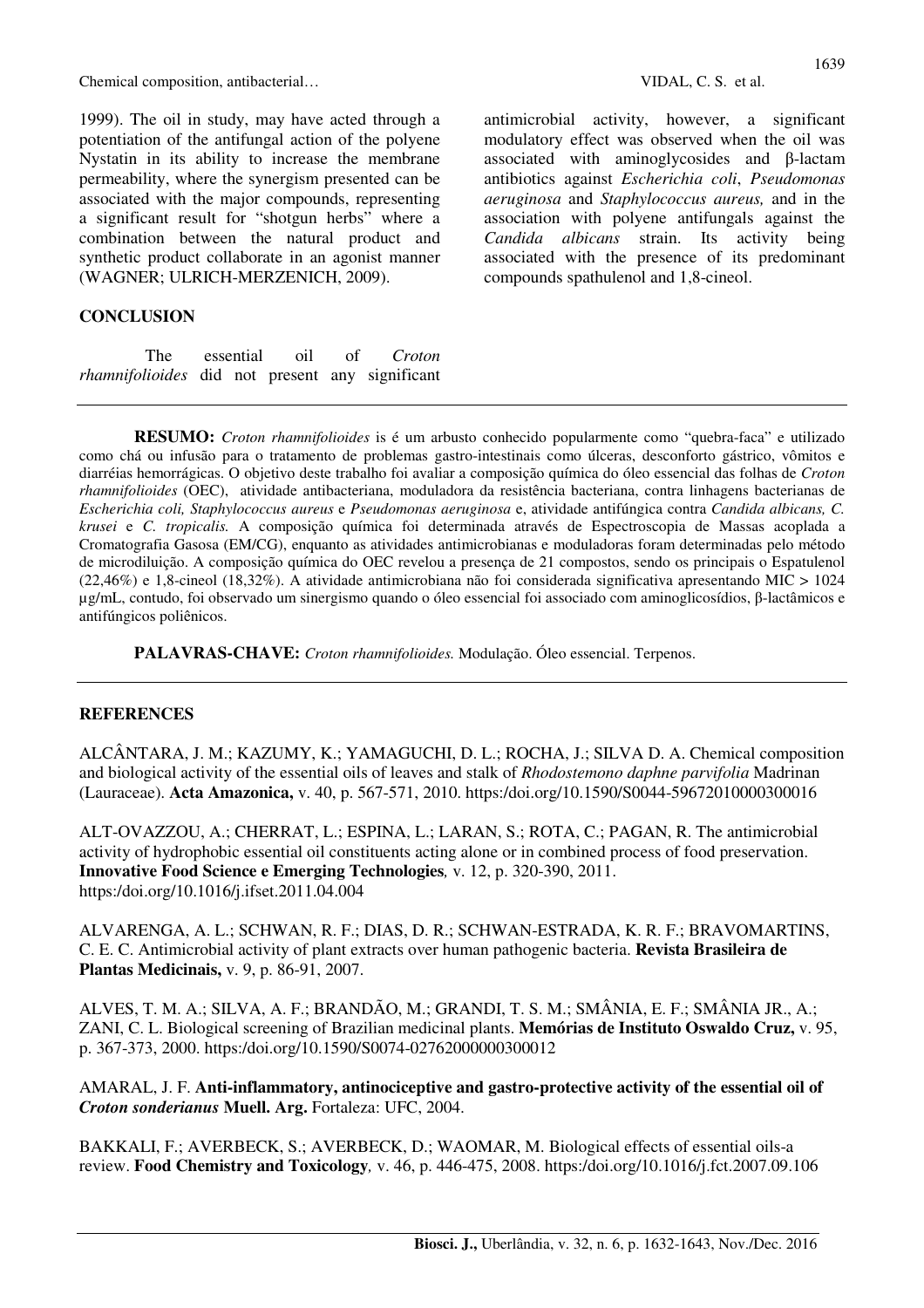1999). The oil in study, may have acted through a potentiation of the antifungal action of the polyene Nystatin in its ability to increase the membrane permeability, where the synergism presented can be associated with the major compounds, representing a significant result for "shotgun herbs" where a combination between the natural product and synthetic product collaborate in an agonist manner (WAGNER; ULRICH-MERZENICH, 2009).

## CONCLUSION

The essential oil of *Croton rhamnifolioides* did not present any significant antimicrobial activity, however, a significant modulatory effect was observed when the oil was associated with aminoglycosides and β-lactam antibiotics against *Escherichia coli*, *Pseudomonas aeruginosa* and *Staphylococcus aureus,* and in the association with polyene antifungals against the *Candida albicans* strain. Its activity being associated with the presence of its predominant compounds spathulenol and 1,8-cineol.

---

**RESUMO:** *Croton rhamnifolioides* is é um arbusto conhecido popularmente como "quebra-faca" e utilizado como chá ou infusão para o tratamento de problemas gastro-intestinais como úlceras, desconforto gástrico, vômitos e diarréias hemorrágicas. O objetivo deste trabalho foi avaliar a composição química do óleo essencial das folhas de *Croton rhamnifolioides* (OEC), atividade antibacteriana, moduladora da resistência bacteriana, contra linhagens bacterianas de *Escherichia coli, Staphylococcus aureus* e *Pseudomonas aeruginosa* e, atividade antifúngica contra *Candida albicans, C. krusei* e *C. tropicalis.* A composição química foi determinada através de Espectroscopia de Massas acoplada a Cromatografia Gasosa (EM/CG), enquanto as atividades antimicrobianas e moduladoras foram determinadas pelo método de microdiluição. A composição química do OEC revelou a presença de 21 compostos, sendo os principais o Espatulenol (22,46%) e 1,8-cineol (18,32%). A atividade antimicrobiana não foi considerada significativa apresentando MIC > 1024 µg/mL, contudo, foi observado um sinergismo quando o óleo essencial foi associado com aminoglicosídios, β-lactâmicos e antifúngicos poliênicos.

**PALAVRAS-CHAVE:** *Croton rhamnifolioides.* Modulação. Óleo essencial. Terpenos.

---

## REFERENCES

ALCÂNTARA, J. M.; KAZUMY, K.; YAMAGUCHI, D. L.; ROCHA, J.; SILVA D. A. Chemical composition and biological activity of the essential oils of leaves and stalk of *Rhodostemono daphne parvifolia* Madrinan (Lauraceae). **Acta Amazonica,** v. 40, p. 567-571, 2010. https:/doi.org/10.1590/S0044-59672010000300016

ALT-OVAZZOU, A.; CHERRAT, L.; ESPINA, L.; LARAN, S.; ROTA, C.; PAGAN, R. The antimicrobial activity of hydrophobic essential oil constituents acting alone or in combined process of food preservation. **Innovative Food Science e Emerging Technologies***,* v. 12, p. 320-390, 2011. https:/doi.org/10.1016/j.ifset.2011.04.004

ALVARENGA, A. L.; SCHWAN, R. F.; DIAS, D. R.; SCHWAN-ESTRADA, K. R. F.; BRAVOMARTINS, C. E. C. Antimicrobial activity of plant extracts over human pathogenic bacteria. **Revista Brasileira de Plantas Medicinais,** v. 9, p. 86-91, 2007.

ALVES, T. M. A.; SILVA, A. F.; BRANDÃO, M.; GRANDI, T. S. M.; SMÂNIA, E. F.; SMÂNIA JR., A.; ZANI, C. L. Biological screening of Brazilian medicinal plants. **Memórias de Instituto Oswaldo Cruz,** v. 95, p. 367-373, 2000. https:/doi.org/10.1590/S0074-02762000000300012

AMARAL, J. F. **Anti-inflammatory, antinociceptive and gastro-protective activity of the essential oil of *Croton sonderianus* Muell. Arg.** Fortaleza: UFC, 2004.

BAKKALI, F.; AVERBECK, S.; AVERBECK, D.; WAOMAR, M. Biological effects of essential oils-a review. **Food Chemistry and Toxicology***,* v. 46, p. 446-475, 2008. https:/doi.org/10.1016/j.fct.2007.09.106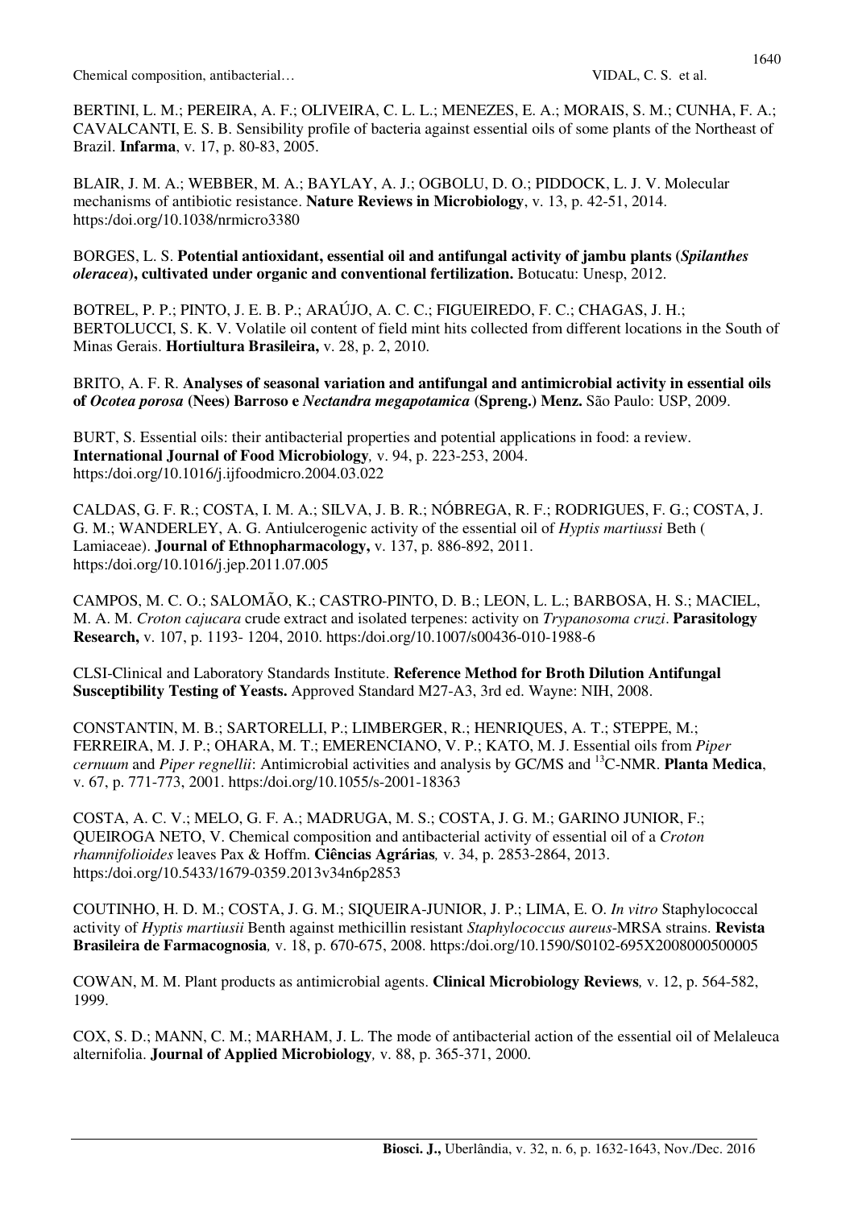BERTINI, L. M.; PEREIRA, A. F.; OLIVEIRA, C. L. L.; MENEZES, E. A.; MORAIS, S. M.; CUNHA, F. A.; CAVALCANTI, E. S. B. Sensibility profile of bacteria against essential oils of some plants of the Northeast of Brazil. **Infarma**, v. 17, p. 80-83, 2005.

BLAIR, J. M. A.; WEBBER, M. A.; BAYLAY, A. J.; OGBOLU, D. O.; PIDDOCK, L. J. V. Molecular mechanisms of antibiotic resistance. **Nature Reviews in Microbiology**, v. 13, p. 42-51, 2014. https:/doi.org/10.1038/nrmicro3380

BORGES, L. S. **Potential antioxidant, essential oil and antifungal activity of jambu plants (*Spilanthes oleracea*), cultivated under organic and conventional fertilization.** Botucatu: Unesp, 2012.

BOTREL, P. P.; PINTO, J. E. B. P.; ARAÚJO, A. C. C.; FIGUEIREDO, F. C.; CHAGAS, J. H.; BERTOLUCCI, S. K. V. Volatile oil content of field mint hits collected from different locations in the South of Minas Gerais. **Hortiultura Brasileira,** v. 28, p. 2, 2010.

BRITO, A. F. R. **Analyses of seasonal variation and antifungal and antimicrobial activity in essential oils of *Ocotea porosa* (Nees) Barroso e *Nectandra megapotamica* (Spreng.) Menz.** São Paulo: USP, 2009.

BURT, S. Essential oils: their antibacterial properties and potential applications in food: a review. **International Journal of Food Microbiology***,* v. 94, p. 223-253, 2004. https:/doi.org/10.1016/j.ijfoodmicro.2004.03.022

CALDAS, G. F. R.; COSTA, I. M. A.; SILVA, J. B. R.; NÓBREGA, R. F.; RODRIGUES, F. G.; COSTA, J. G. M.; WANDERLEY, A. G. Antiulcerogenic activity of the essential oil of *Hyptis martiussi* Beth ( Lamiaceae). **Journal of Ethnopharmacology,** v. 137, p. 886-892, 2011. https:/doi.org/10.1016/j.jep.2011.07.005

CAMPOS, M. C. O.; SALOMÃO, K.; CASTRO-PINTO, D. B.; LEON, L. L.; BARBOSA, H. S.; MACIEL, M. A. M. *Croton cajucara* crude extract and isolated terpenes: activity on *Trypanosoma cruzi*. **Parasitology Research,** v. 107, p. 1193- 1204, 2010. https:/doi.org/10.1007/s00436-010-1988-6

CLSI-Clinical and Laboratory Standards Institute. **Reference Method for Broth Dilution Antifungal Susceptibility Testing of Yeasts.** Approved Standard M27-A3, 3rd ed. Wayne: NIH, 2008.

CONSTANTIN, M. B.; SARTORELLI, P.; LIMBERGER, R.; HENRIQUES, A. T.; STEPPE, M.; FERREIRA, M. J. P.; OHARA, M. T.; EMERENCIANO, V. P.; KATO, M. J. Essential oils from *Piper cernuum* and *Piper regnellii*: Antimicrobial activities and analysis by GC/MS and $^{13}$C-NMR. **Planta Medica**, v. 67, p. 771-773, 2001. https:/doi.org/10.1055/s-2001-18363

COSTA, A. C. V.; MELO, G. F. A.; MADRUGA, M. S.; COSTA, J. G. M.; GARINO JUNIOR, F.; QUEIROGA NETO, V. Chemical composition and antibacterial activity of essential oil of a *Croton rhamnifolioides* leaves Pax & Hoffm. **Ciências Agrárias***,* v. 34, p. 2853-2864, 2013. https:/doi.org/10.5433/1679-0359.2013v34n6p2853

COUTINHO, H. D. M.; COSTA, J. G. M.; SIQUEIRA-JUNIOR, J. P.; LIMA, E. O. *In vitro* Staphylococcal activity of *Hyptis martiusii* Benth against methicillin resistant *Staphylococcus aureus*-MRSA strains. **Revista Brasileira de Farmacognosia***,* v. 18, p. 670-675, 2008. https:/doi.org/10.1590/S0102-695X2008000500005

COWAN, M. M. Plant products as antimicrobial agents. **Clinical Microbiology Reviews***,* v. 12, p. 564-582, 1999.

COX, S. D.; MANN, C. M.; MARHAM, J. L. The mode of antibacterial action of the essential oil of Melaleuca alternifolia. **Journal of Applied Microbiology***,* v. 88, p. 365-371, 2000.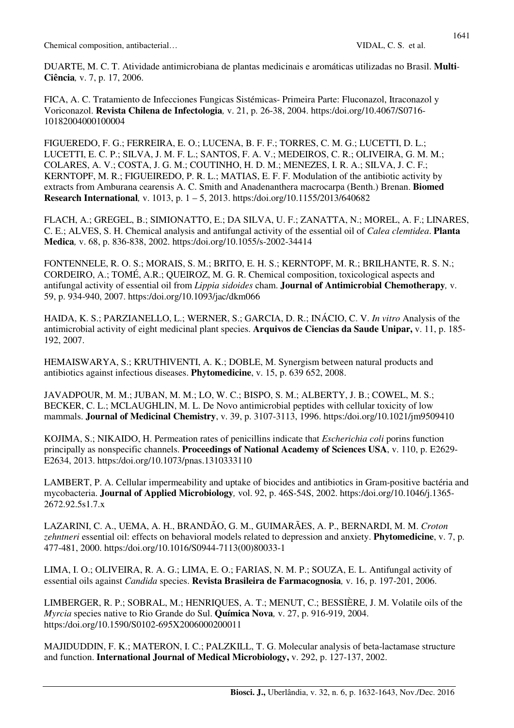DUARTE, M. C. T. Atividade antimicrobiana de plantas medicinais e aromáticas utilizadas no Brasil. **Multi-Ciência***,* v. 7, p. 17, 2006.

FICA, A. C. Tratamiento de Infecciones Fungicas Sistémicas- Primeira Parte: Fluconazol, Itraconazol y Voriconazol. **Revista Chilena de Infectologia***,* v. 21, p. 26-38, 2004. https:/doi.org/10.4067/S0716-10182004000100004

FIGUEREDO, F. G.; FERREIRA, E. O.; LUCENA, B. F. F.; TORRES, C. M. G.; LUCETTI, D. L.; LUCETTI, E. C. P.; SILVA, J. M. F. L.; SANTOS, F. A. V.; MEDEIROS, C. R.; OLIVEIRA, G. M. M.; COLARES, A. V.; COSTA, J. G. M.; COUTINHO, H. D. M.; MENEZES, I. R. A.; SILVA, J. C. F.; KERNTOPF, M. R.; FIGUEIREDO, P. R. L.; MATIAS, E. F. F. Modulation of the antibiotic activity by extracts from Amburana cearensis A. C. Smith and Anadenanthera macrocarpa (Benth.) Brenan. **Biomed Research International***,* v. 1013, p. 1 – 5, 2013. https:/doi.org/10.1155/2013/640682

FLACH, A.; GREGEL, B.; SIMIONATTO, E.; DA SILVA, U. F.; ZANATTA, N.; MOREL, A. F.; LINARES, C. E.; ALVES, S. H. Chemical analysis and antifungal activity of the essential oil of *Calea clemtidea*. **Planta Medica***,* v. 68, p. 836-838, 2002. https:/doi.org/10.1055/s-2002-34414

FONTENNELE, R. O. S.; MORAIS, S. M.; BRITO, E. H. S.; KERNTOPF, M. R.; BRILHANTE, R. S. N.; CORDEIRO, A.; TOMÉ, A.R.; QUEIROZ, M. G. R. Chemical composition, toxicological aspects and antifungal activity of essential oil from *Lippia sidoides* cham. **Journal of Antimicrobial Chemotherapy***,* v. 59, p. 934-940, 2007. https:/doi.org/10.1093/jac/dkm066

HAIDA, K. S.; PARZIANELLO, L.; WERNER, S.; GARCIA, D. R.; INÁCIO, C. V. *In vitro* Analysis of the antimicrobial activity of eight medicinal plant species. **Arquivos de Ciencias da Saude Unipar,** v. 11, p. 185-192, 2007.

HEMAISWARYA, S.; KRUTHIVENTI, A. K.; DOBLE, M. Synergism between natural products and antibiotics against infectious diseases. **Phytomedicine**, v. 15, p. 639 652, 2008.

JAVADPOUR, M. M.; JUBAN, M. M.; LO, W. C.; BISPO, S. M.; ALBERTY, J. B.; COWEL, M. S.; BECKER, C. L.; MCLAUGHLIN, M. L. De Novo antimicrobial peptides with cellular toxicity of low mammals. **Journal of Medicinal Chemistry**, v. 39, p. 3107-3113, 1996. https:/doi.org/10.1021/jm9509410

KOJIMA, S.; NIKAIDO, H. Permeation rates of penicillins indicate that *Escherichia coli* porins function principally as nonspecific channels. **Proceedings of National Academy of Sciences USA**, v. 110, p. E2629-E2634, 2013. https:/doi.org/10.1073/pnas.1310333110

LAMBERT, P. A. Cellular impermeability and uptake of biocides and antibiotics in Gram-positive bactéria and mycobacteria. **Journal of Applied Microbiology***,* vol. 92, p. 46S-54S, 2002. https:/doi.org/10.1046/j.1365-2672.92.5s1.7.x

LAZARINI, C. A., UEMA, A. H., BRANDÃO, G. M., GUIMARÃES, A. P., BERNARDI, M. M. *Croton zehntneri* essential oil: effects on behavioral models related to depression and anxiety. **Phytomedicine**, v. 7, p. 477-481, 2000. https:/doi.org/10.1016/S0944-7113(00)80033-1

LIMA, I. O.; OLIVEIRA, R. A. G.; LIMA, E. O.; FARIAS, N. M. P.; SOUZA, E. L. Antifungal activity of essential oils against *Candida* species. **Revista Brasileira de Farmacognosia***,* v. 16, p. 197-201, 2006.

LIMBERGER, R. P.; SOBRAL, M.; HENRIQUES, A. T.; MENUT, C.; BESSIÈRE, J. M. Volatile oils of the *Myrcia* species native to Rio Grande do Sul. **Química Nova***,* v. 27, p. 916-919, 2004. https:/doi.org/10.1590/S0102-695X2006000200011

MAJIDUDDIN, F. K.; MATERON, I. C.; PALZKILL, T. G. Molecular analysis of beta-lactamase structure and function. **International Journal of Medical Microbiology,** v. 292, p. 127-137, 2002.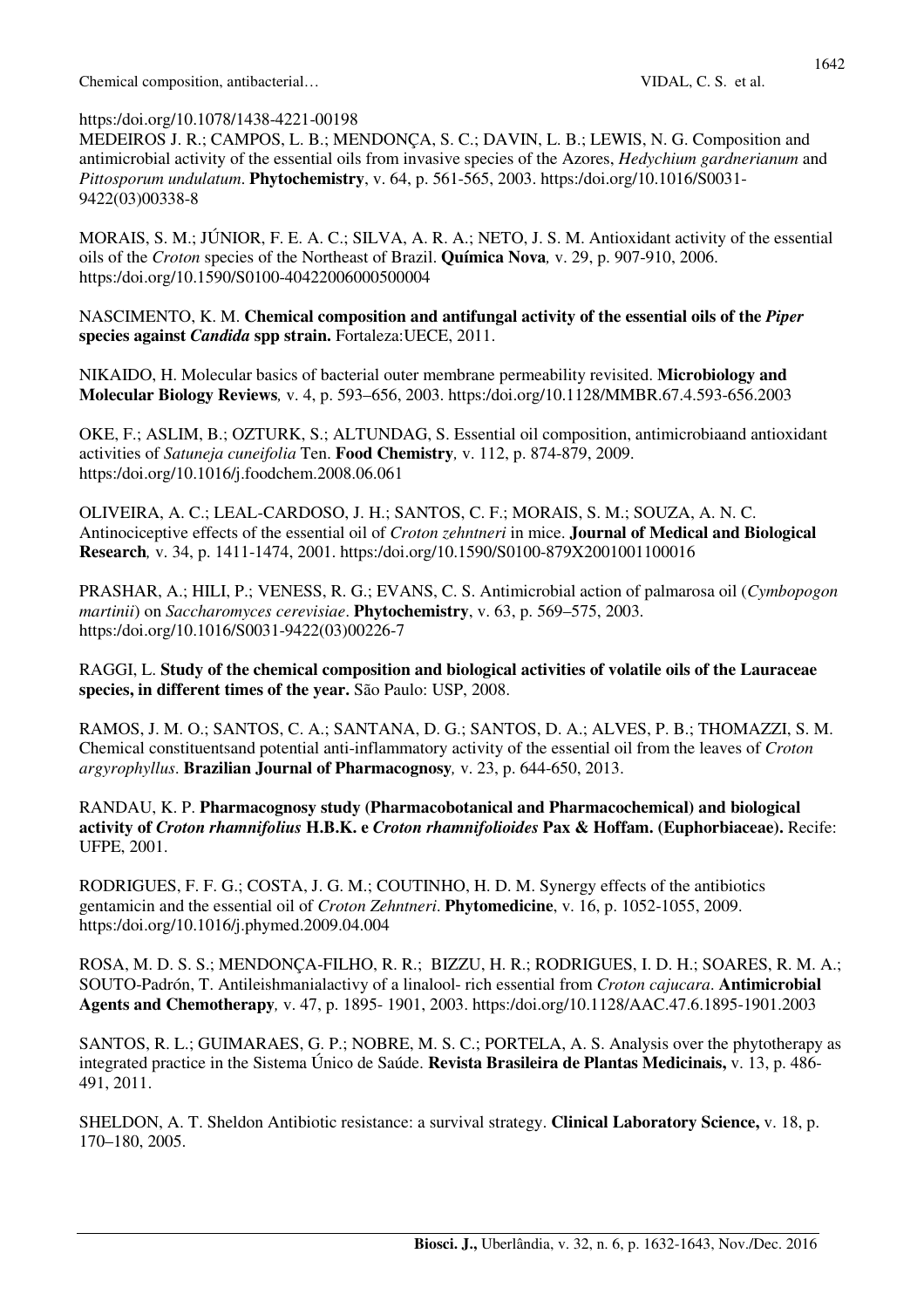https:/doi.org/10.1078/1438-4221-00198

MEDEIROS J. R.; CAMPOS, L. B.; MENDONÇA, S. C.; DAVIN, L. B.; LEWIS, N. G. Composition and antimicrobial activity of the essential oils from invasive species of the Azores, *Hedychium gardnerianum* and *Pittosporum undulatum*. **Phytochemistry**, v. 64, p. 561-565, 2003. https:/doi.org/10.1016/S0031-9422(03)00338-8

MORAIS, S. M.; JÚNIOR, F. E. A. C.; SILVA, A. R. A.; NETO, J. S. M. Antioxidant activity of the essential oils of the *Croton* species of the Northeast of Brazil. **Química Nova***,* v. 29, p. 907-910, 2006. https:/doi.org/10.1590/S0100-40422006000500004

NASCIMENTO, K. M. **Chemical composition and antifungal activity of the essential oils of the *Piper* species against *Candida* spp strain.** Fortaleza:UECE, 2011.

NIKAIDO, H. Molecular basics of bacterial outer membrane permeability revisited. **Microbiology and Molecular Biology Reviews***,* v. 4, p. 593–656, 2003. https:/doi.org/10.1128/MMBR.67.4.593-656.2003

OKE, F.; ASLIM, B.; OZTURK, S.; ALTUNDAG, S. Essential oil composition, antimicrobiaand antioxidant activities of *Satuneja cuneifolia* Ten. **Food Chemistry***,* v. 112, p. 874-879, 2009. https:/doi.org/10.1016/j.foodchem.2008.06.061

OLIVEIRA, A. C.; LEAL-CARDOSO, J. H.; SANTOS, C. F.; MORAIS, S. M.; SOUZA, A. N. C. Antinociceptive effects of the essential oil of *Croton zehntneri* in mice. **Journal of Medical and Biological Research***,* v. 34, p. 1411-1474, 2001. https:/doi.org/10.1590/S0100-879X2001001100016

PRASHAR, A.; HILI, P.; VENESS, R. G.; EVANS, C. S. Antimicrobial action of palmarosa oil (*Cymbopogon martinii*) on *Saccharomyces cerevisiae*. **Phytochemistry**, v. 63, p. 569–575, 2003. https:/doi.org/10.1016/S0031-9422(03)00226-7

RAGGI, L. **Study of the chemical composition and biological activities of volatile oils of the Lauraceae species, in different times of the year.** São Paulo: USP, 2008.

RAMOS, J. M. O.; SANTOS, C. A.; SANTANA, D. G.; SANTOS, D. A.; ALVES, P. B.; THOMAZZI, S. M. Chemical constituentsand potential anti-inflammatory activity of the essential oil from the leaves of *Croton argyrophyllus*. **Brazilian Journal of Pharmacognosy***,* v. 23, p. 644-650, 2013.

RANDAU, K. P. **Pharmacognosy study (Pharmacobotanical and Pharmacochemical) and biological activity of *Croton rhamnifolius* H.B.K. e *Croton rhamnifolioides* Pax & Hoffam. (Euphorbiaceae).** Recife: UFPE, 2001.

RODRIGUES, F. F. G.; COSTA, J. G. M.; COUTINHO, H. D. M. Synergy effects of the antibiotics gentamicin and the essential oil of *Croton Zehntneri*. **Phytomedicine**, v. 16, p. 1052-1055, 2009. https:/doi.org/10.1016/j.phymed.2009.04.004

ROSA, M. D. S. S.; MENDONÇA-FILHO, R. R.; BIZZU, H. R.; RODRIGUES, I. D. H.; SOARES, R. M. A.; SOUTO-Padrón, T. Antileishmanialactivy of a linalool- rich essential from *Croton cajucara*. **Antimicrobial Agents and Chemotherapy***,* v. 47, p. 1895- 1901, 2003. https:/doi.org/10.1128/AAC.47.6.1895-1901.2003

SANTOS, R. L.; GUIMARAES, G. P.; NOBRE, M. S. C.; PORTELA, A. S. Analysis over the phytotherapy as integrated practice in the Sistema Único de Saúde. **Revista Brasileira de Plantas Medicinais,** v. 13, p. 486-491, 2011.

SHELDON, A. T. Sheldon Antibiotic resistance: a survival strategy. **Clinical Laboratory Science,** v. 18, p. 170–180, 2005.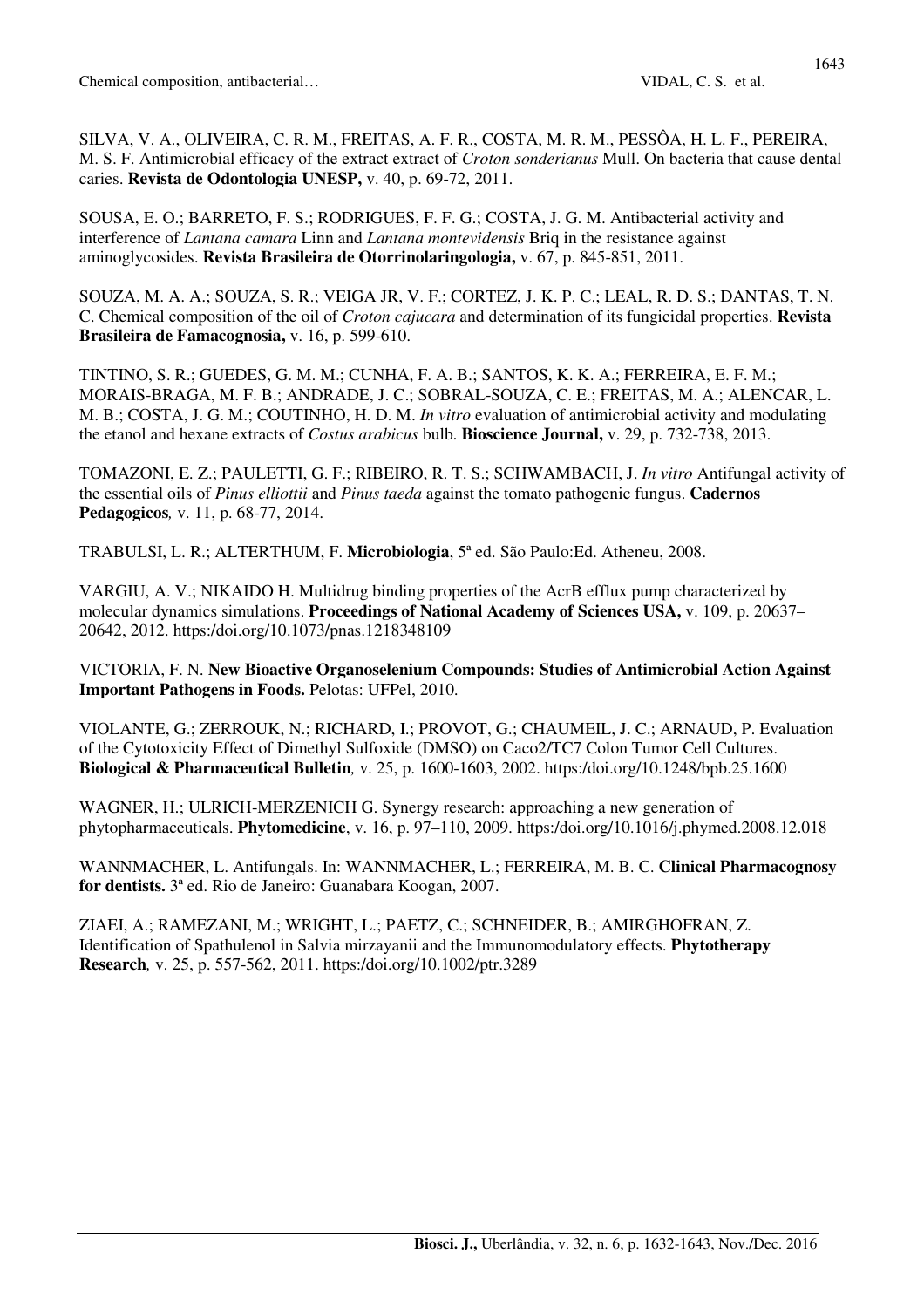SILVA, V. A., OLIVEIRA, C. R. M., FREITAS, A. F. R., COSTA, M. R. M., PESSÔA, H. L. F., PEREIRA, M. S. F. Antimicrobial efficacy of the extract extract of *Croton sonderianus* Mull. On bacteria that cause dental caries. **Revista de Odontologia UNESP,** v. 40, p. 69-72, 2011.

SOUSA, E. O.; BARRETO, F. S.; RODRIGUES, F. F. G.; COSTA, J. G. M. Antibacterial activity and interference of *Lantana camara* Linn and *Lantana montevidensis* Briq in the resistance against aminoglycosides. **Revista Brasileira de Otorrinolaringologia,** v. 67, p. 845-851, 2011.

SOUZA, M. A. A.; SOUZA, S. R.; VEIGA JR, V. F.; CORTEZ, J. K. P. C.; LEAL, R. D. S.; DANTAS, T. N. C. Chemical composition of the oil of *Croton cajucara* and determination of its fungicidal properties. **Revista Brasileira de Famacognosia,** v. 16, p. 599-610.

TINTINO, S. R.; GUEDES, G. M. M.; CUNHA, F. A. B.; SANTOS, K. K. A.; FERREIRA, E. F. M.; MORAIS-BRAGA, M. F. B.; ANDRADE, J. C.; SOBRAL-SOUZA, C. E.; FREITAS, M. A.; ALENCAR, L. M. B.; COSTA, J. G. M.; COUTINHO, H. D. M. *In vitro* evaluation of antimicrobial activity and modulating the etanol and hexane extracts of *Costus arabicus* bulb. **Bioscience Journal,** v. 29, p. 732-738, 2013.

TOMAZONI, E. Z.; PAULETTI, G. F.; RIBEIRO, R. T. S.; SCHWAMBACH, J. *In vitro* Antifungal activity of the essential oils of *Pinus elliottii* and *Pinus taeda* against the tomato pathogenic fungus. **Cadernos Pedagogicos***,* v. 11, p. 68-77, 2014.

TRABULSI, L. R.; ALTERTHUM, F. **Microbiologia**, 5ª ed. São Paulo:Ed. Atheneu, 2008.

VARGIU, A. V.; NIKAIDO H. Multidrug binding properties of the AcrB efflux pump characterized by molecular dynamics simulations. **Proceedings of National Academy of Sciences USA,** v. 109, p. 20637–20642, 2012. https:/doi.org/10.1073/pnas.1218348109

VICTORIA, F. N. **New Bioactive Organoselenium Compounds: Studies of Antimicrobial Action Against Important Pathogens in Foods.** Pelotas: UFPel, 2010.

VIOLANTE, G.; ZERROUK, N.; RICHARD, I.; PROVOT, G.; CHAUMEIL, J. C.; ARNAUD, P. Evaluation of the Cytotoxicity Effect of Dimethyl Sulfoxide (DMSO) on Caco2/TC7 Colon Tumor Cell Cultures. **Biological & Pharmaceutical Bulletin***,* v. 25, p. 1600-1603, 2002. https:/doi.org/10.1248/bpb.25.1600

WAGNER, H.; ULRICH-MERZENICH G. Synergy research: approaching a new generation of phytopharmaceuticals. **Phytomedicine**, v. 16, p. 97–110, 2009. https:/doi.org/10.1016/j.phymed.2008.12.018

WANNMACHER, L. Antifungals. In: WANNMACHER, L.; FERREIRA, M. B. C. **Clinical Pharmacognosy for dentists.** 3ª ed. Rio de Janeiro: Guanabara Koogan, 2007.

ZIAEI, A.; RAMEZANI, M.; WRIGHT, L.; PAETZ, C.; SCHNEIDER, B.; AMIRGHOFRAN, Z. Identification of Spathulenol in Salvia mirzayanii and the Immunomodulatory effects. **Phytotherapy Research***,* v. 25, p. 557-562, 2011. https:/doi.org/10.1002/ptr.3289